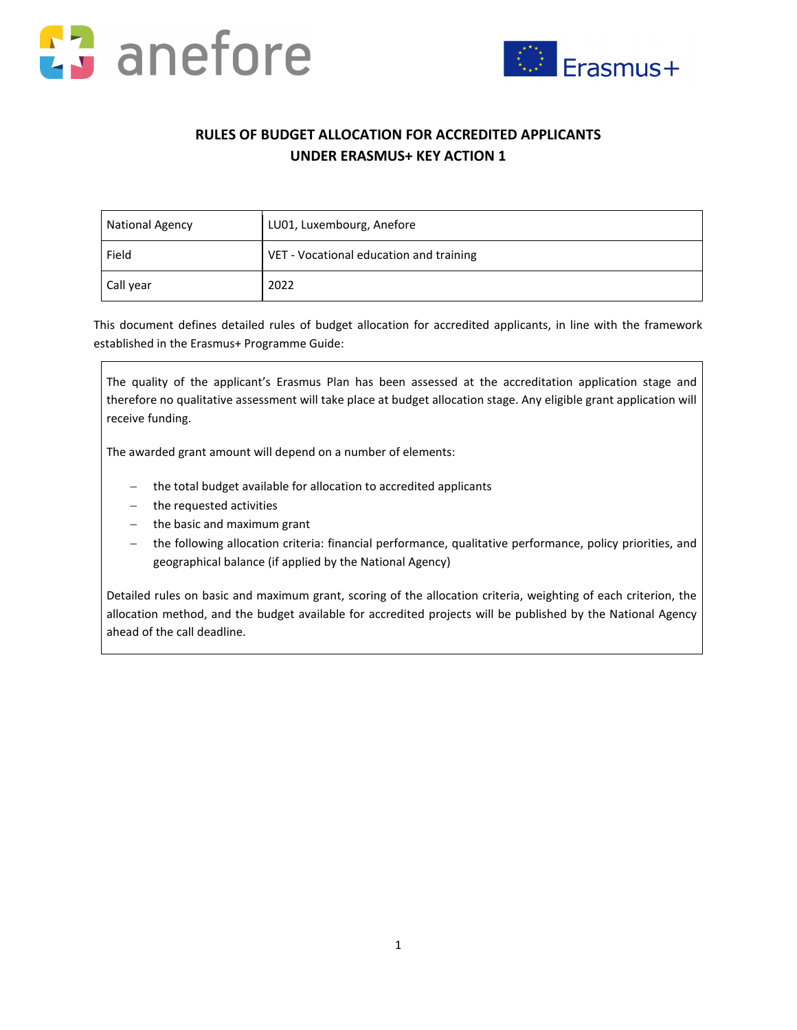# RULES OF BUDGET ALLOCATION FOR ACCREDITED APPLICANTS UNDER ERASMUS+ KEY ACTION 1

| National Agency | LU01, Luxembourg, Anefore |
|---|---|
| Field | VET - Vocational education and training |
| Call year | 2022 |

This document defines detailed rules of budget allocation for accredited applicants, in line with the framework established in the Erasmus+ Programme Guide:

> The quality of the applicant's Erasmus Plan has been assessed at the accreditation application stage and therefore no qualitative assessment will take place at budget allocation stage. Any eligible grant application will receive funding.
>
> The awarded grant amount will depend on a number of elements:
>
> - the total budget available for allocation to accredited applicants
> - the requested activities
> - the basic and maximum grant
> - the following allocation criteria: financial performance, qualitative performance, policy priorities, and geographical balance (if applied by the National Agency)
>
> Detailed rules on basic and maximum grant, scoring of the allocation criteria, weighting of each criterion, the allocation method, and the budget available for accredited projects will be published by the National Agency ahead of the call deadline.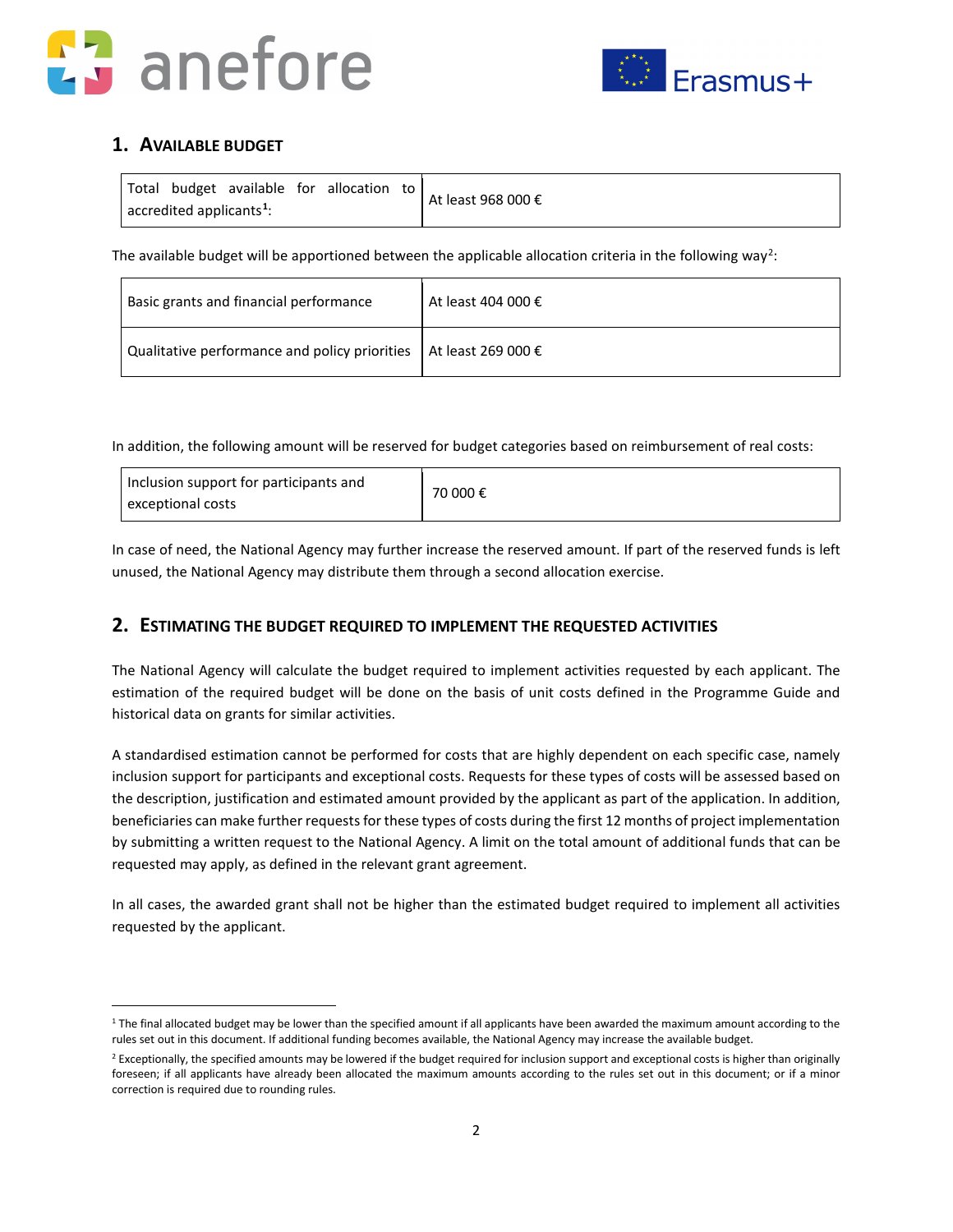## 1. Available Budget

| Total budget available for allocation to accredited applicants[1]: | At least 968 000 € |
|---|---|

The available budget will be apportioned between the applicable allocation criteria in the following way[2]:

| Basic grants and financial performance | At least 404 000 € |
|---|---|
| Qualitative performance and policy priorities | At least 269 000 € |

In addition, the following amount will be reserved for budget categories based on reimbursement of real costs:

| Inclusion support for participants and exceptional costs | 70 000 € |
|---|---|

In case of need, the National Agency may further increase the reserved amount. If part of the reserved funds is left unused, the National Agency may distribute them through a second allocation exercise.

## 2. Estimating the Budget Required to Implement the Requested Activities

The National Agency will calculate the budget required to implement activities requested by each applicant. The estimation of the required budget will be done on the basis of unit costs defined in the Programme Guide and historical data on grants for similar activities.

A standardised estimation cannot be performed for costs that are highly dependent on each specific case, namely inclusion support for participants and exceptional costs. Requests for these types of costs will be assessed based on the description, justification and estimated amount provided by the applicant as part of the application. In addition, beneficiaries can make further requests for these types of costs during the first 12 months of project implementation by submitting a written request to the National Agency. A limit on the total amount of additional funds that can be requested may apply, as defined in the relevant grant agreement.

In all cases, the awarded grant shall not be higher than the estimated budget required to implement all activities requested by the applicant.

---

[1] The final allocated budget may be lower than the specified amount if all applicants have been awarded the maximum amount according to the rules set out in this document. If additional funding becomes available, the National Agency may increase the available budget.

[2] Exceptionally, the specified amounts may be lowered if the budget required for inclusion support and exceptional costs is higher than originally foreseen; if all applicants have already been allocated the maximum amounts according to the rules set out in this document; or if a minor correction is required due to rounding rules.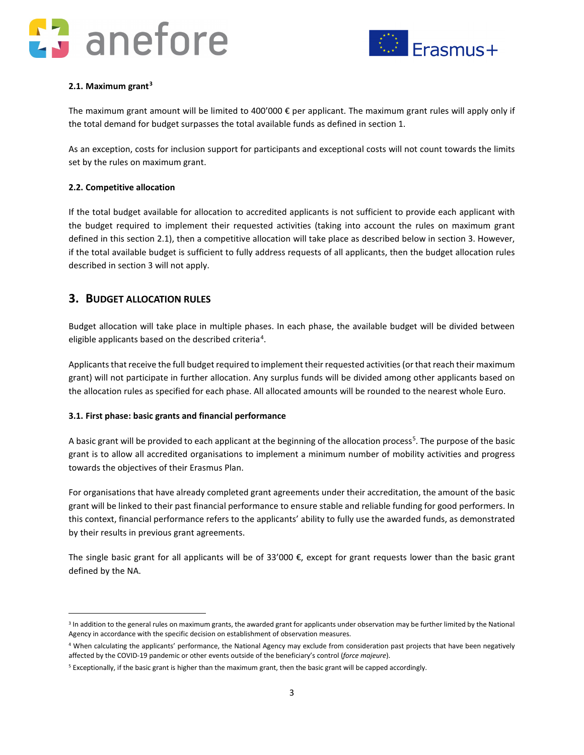**2.1. Maximum grant**[3]

The maximum grant amount will be limited to 400'000 € per applicant. The maximum grant rules will apply only if the total demand for budget surpasses the total available funds as defined in section 1.

As an exception, costs for inclusion support for participants and exceptional costs will not count towards the limits set by the rules on maximum grant.

**2.2. Competitive allocation**

If the total budget available for allocation to accredited applicants is not sufficient to provide each applicant with the budget required to implement their requested activities (taking into account the rules on maximum grant defined in this section 2.1), then a competitive allocation will take place as described below in section 3. However, if the total available budget is sufficient to fully address requests of all applicants, then the budget allocation rules described in section 3 will not apply.

## 3. Budget allocation rules

Budget allocation will take place in multiple phases. In each phase, the available budget will be divided between eligible applicants based on the described criteria[4].

Applicants that receive the full budget required to implement their requested activities (or that reach their maximum grant) will not participate in further allocation. Any surplus funds will be divided among other applicants based on the allocation rules as specified for each phase. All allocated amounts will be rounded to the nearest whole Euro.

**3.1. First phase: basic grants and financial performance**

A basic grant will be provided to each applicant at the beginning of the allocation process[5]. The purpose of the basic grant is to allow all accredited organisations to implement a minimum number of mobility activities and progress towards the objectives of their Erasmus Plan.

For organisations that have already completed grant agreements under their accreditation, the amount of the basic grant will be linked to their past financial performance to ensure stable and reliable funding for good performers. In this context, financial performance refers to the applicants' ability to fully use the awarded funds, as demonstrated by their results in previous grant agreements.

The single basic grant for all applicants will be of 33'000 €, except for grant requests lower than the basic grant defined by the NA.

---

[3] In addition to the general rules on maximum grants, the awarded grant for applicants under observation may be further limited by the National Agency in accordance with the specific decision on establishment of observation measures.

[4] When calculating the applicants' performance, the National Agency may exclude from consideration past projects that have been negatively affected by the COVID-19 pandemic or other events outside of the beneficiary's control (*force majeure*).

[5] Exceptionally, if the basic grant is higher than the maximum grant, then the basic grant will be capped accordingly.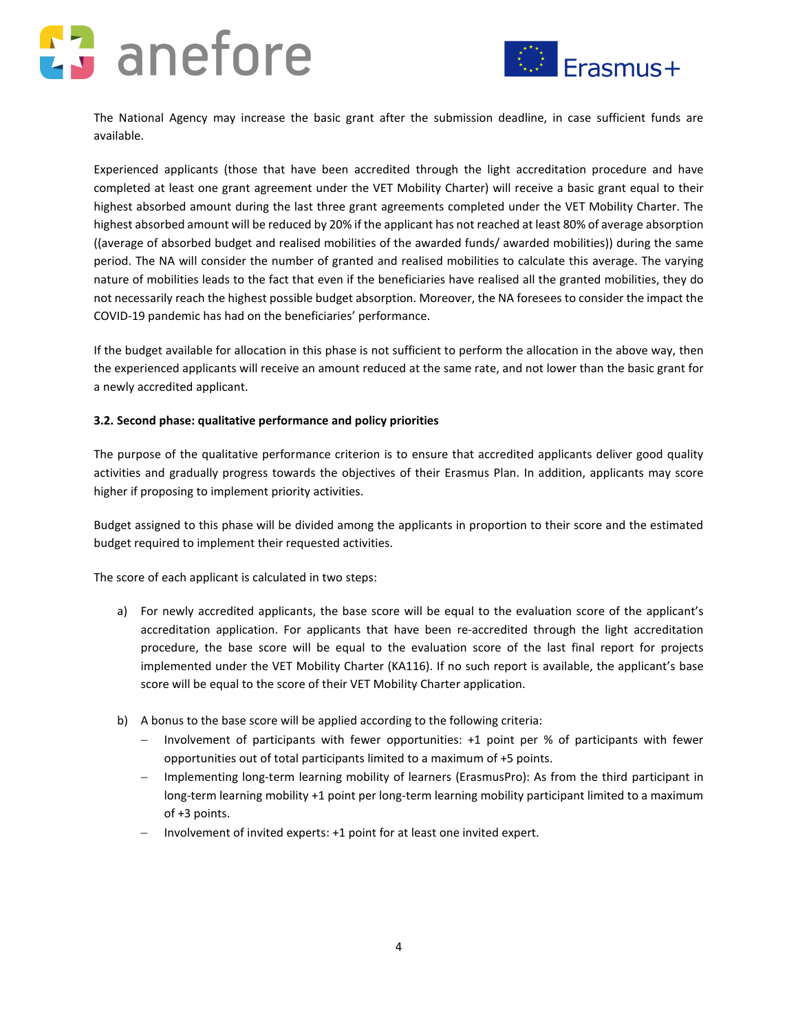The National Agency may increase the basic grant after the submission deadline, in case sufficient funds are available.

Experienced applicants (those that have been accredited through the light accreditation procedure and have completed at least one grant agreement under the VET Mobility Charter) will receive a basic grant equal to their highest absorbed amount during the last three grant agreements completed under the VET Mobility Charter. The highest absorbed amount will be reduced by 20% if the applicant has not reached at least 80% of average absorption ((average of absorbed budget and realised mobilities of the awarded funds/ awarded mobilities)) during the same period. The NA will consider the number of granted and realised mobilities to calculate this average. The varying nature of mobilities leads to the fact that even if the beneficiaries have realised all the granted mobilities, they do not necessarily reach the highest possible budget absorption. Moreover, the NA foresees to consider the impact the COVID-19 pandemic has had on the beneficiaries' performance.

If the budget available for allocation in this phase is not sufficient to perform the allocation in the above way, then the experienced applicants will receive an amount reduced at the same rate, and not lower than the basic grant for a newly accredited applicant.

### 3.2. Second phase: qualitative performance and policy priorities

The purpose of the qualitative performance criterion is to ensure that accredited applicants deliver good quality activities and gradually progress towards the objectives of their Erasmus Plan. In addition, applicants may score higher if proposing to implement priority activities.

Budget assigned to this phase will be divided among the applicants in proportion to their score and the estimated budget required to implement their requested activities.

The score of each applicant is calculated in two steps:

a) For newly accredited applicants, the base score will be equal to the evaluation score of the applicant's accreditation application. For applicants that have been re-accredited through the light accreditation procedure, the base score will be equal to the evaluation score of the last final report for projects implemented under the VET Mobility Charter (KA116). If no such report is available, the applicant's base score will be equal to the score of their VET Mobility Charter application.

b) A bonus to the base score will be applied according to the following criteria:
   - Involvement of participants with fewer opportunities: +1 point per % of participants with fewer opportunities out of total participants limited to a maximum of +5 points.
   - Implementing long-term learning mobility of learners (ErasmusPro): As from the third participant in long-term learning mobility +1 point per long-term learning mobility participant limited to a maximum of +3 points.
   - Involvement of invited experts: +1 point for at least one invited expert.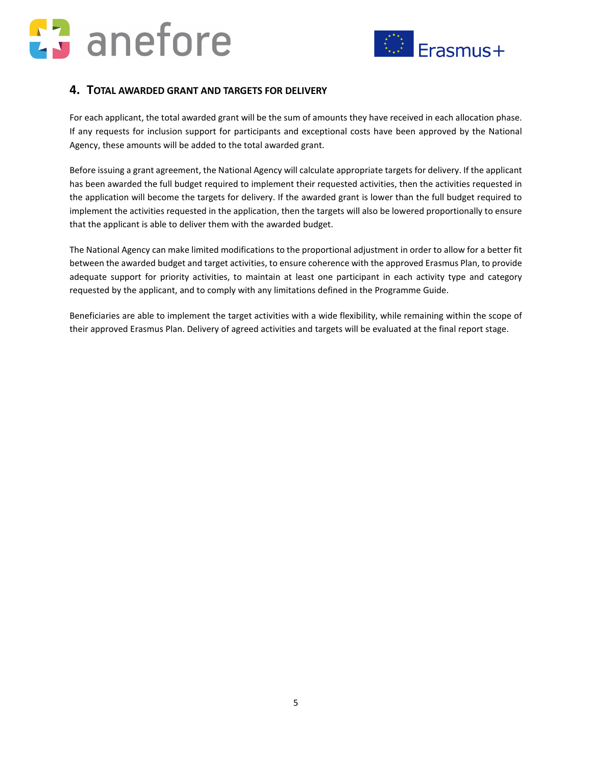## 4. Total awarded grant and targets for delivery

For each applicant, the total awarded grant will be the sum of amounts they have received in each allocation phase. If any requests for inclusion support for participants and exceptional costs have been approved by the National Agency, these amounts will be added to the total awarded grant.

Before issuing a grant agreement, the National Agency will calculate appropriate targets for delivery. If the applicant has been awarded the full budget required to implement their requested activities, then the activities requested in the application will become the targets for delivery. If the awarded grant is lower than the full budget required to implement the activities requested in the application, then the targets will also be lowered proportionally to ensure that the applicant is able to deliver them with the awarded budget.

The National Agency can make limited modifications to the proportional adjustment in order to allow for a better fit between the awarded budget and target activities, to ensure coherence with the approved Erasmus Plan, to provide adequate support for priority activities, to maintain at least one participant in each activity type and category requested by the applicant, and to comply with any limitations defined in the Programme Guide.

Beneficiaries are able to implement the target activities with a wide flexibility, while remaining within the scope of their approved Erasmus Plan. Delivery of agreed activities and targets will be evaluated at the final report stage.